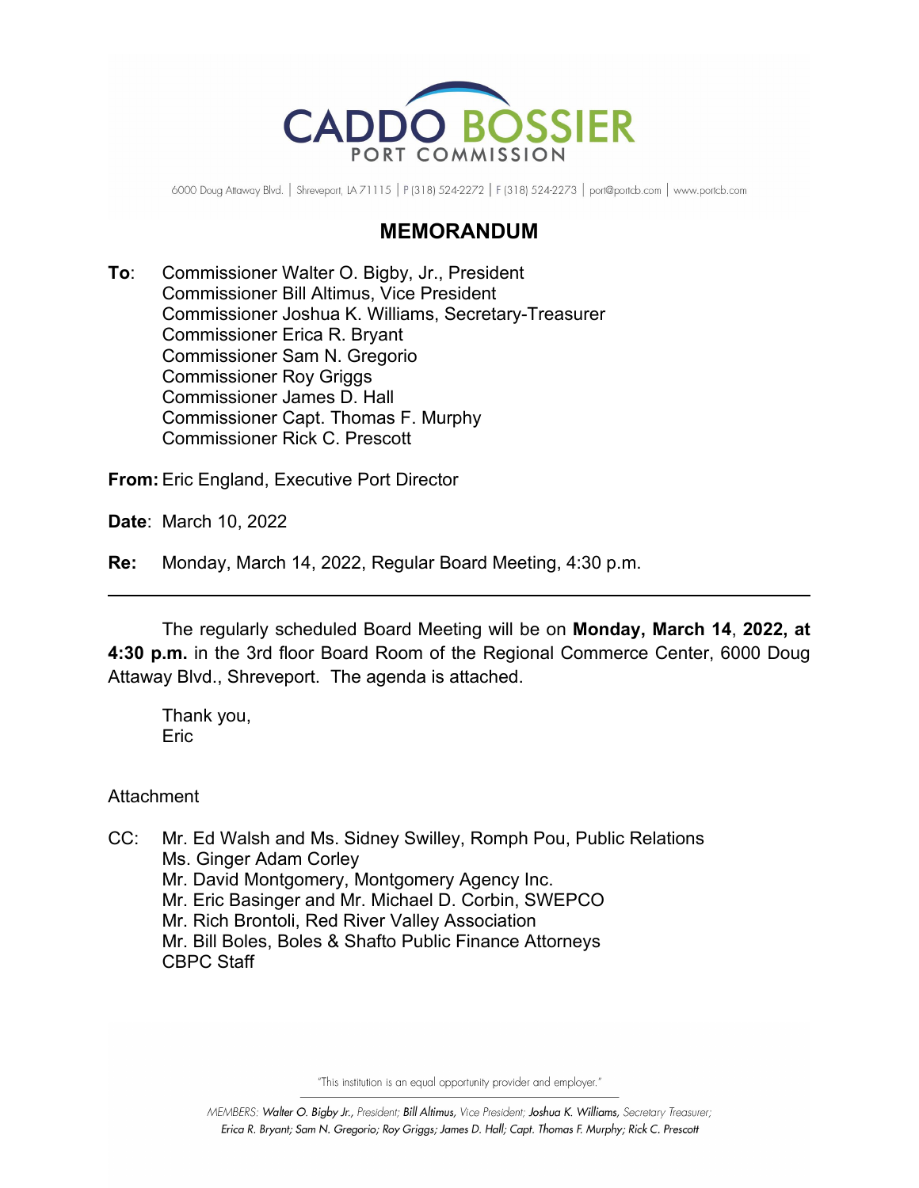# CADDO BOSSIER
## PORT COMMISSION

6000 Doug Attaway Blvd. | Shreveport, LA 71115 | P (318) 524-2272 | F (318) 524-2273 | port@portcb.com | www.portcb.com

## MEMORANDUM

**To**: Commissioner Walter O. Bigby, Jr., President
Commissioner Bill Altimus, Vice President
Commissioner Joshua K. Williams, Secretary-Treasurer
Commissioner Erica R. Bryant
Commissioner Sam N. Gregorio
Commissioner Roy Griggs
Commissioner James D. Hall
Commissioner Capt. Thomas F. Murphy
Commissioner Rick C. Prescott

**From:** Eric England, Executive Port Director

**Date**: March 10, 2022

**Re:** Monday, March 14, 2022, Regular Board Meeting, 4:30 p.m.

---

The regularly scheduled Board Meeting will be on **Monday, March 14**, **2022, at 4:30 p.m.** in the 3rd floor Board Room of the Regional Commerce Center, 6000 Doug Attaway Blvd., Shreveport. The agenda is attached.

Thank you,
Eric

Attachment

CC: Mr. Ed Walsh and Ms. Sidney Swilley, Romph Pou, Public Relations
Ms. Ginger Adam Corley
Mr. David Montgomery, Montgomery Agency Inc.
Mr. Eric Basinger and Mr. Michael D. Corbin, SWEPCO
Mr. Rich Brontoli, Red River Valley Association
Mr. Bill Boles, Boles & Shafto Public Finance Attorneys
CBPC Staff

"This institution is an equal opportunity provider and employer."

*MEMBERS: Walter O. Bigby Jr., President; Bill Altimus, Vice President; Joshua K. Williams, Secretary Treasurer; Erica R. Bryant; Sam N. Gregorio; Roy Griggs; James D. Hall; Capt. Thomas F. Murphy; Rick C. Prescott*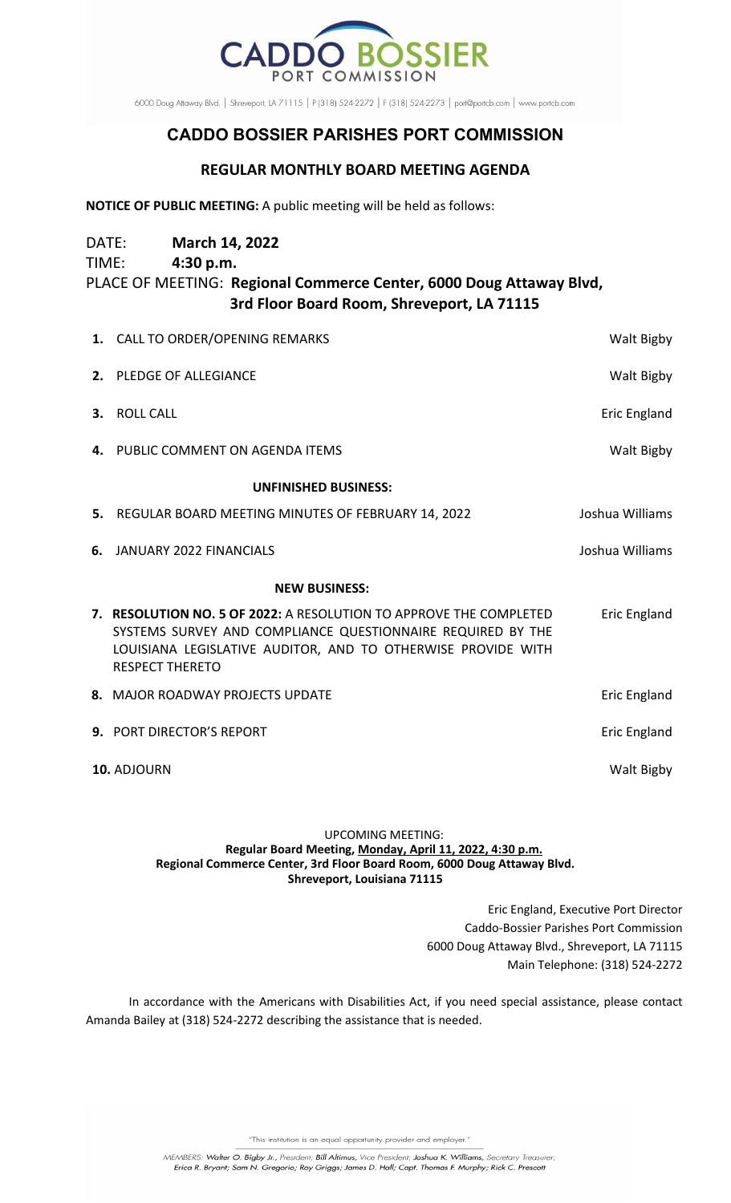# CADDO BOSSIER PORT COMMISSION

6000 Doug Attaway Blvd. | Shreveport, LA 71115 | P (318) 524-2272 | F (318) 524-2273 | port@portcb.com | www.portcb.com

## CADDO BOSSIER PARISHES PORT COMMISSION

### REGULAR MONTHLY BOARD MEETING AGENDA

**NOTICE OF PUBLIC MEETING:** A public meeting will be held as follows:

DATE: **March 14, 2022**
TIME: **4:30 p.m.**
PLACE OF MEETING: **Regional Commerce Center, 6000 Doug Attaway Blvd, 3rd Floor Board Room, Shreveport, LA 71115**

| | | |
|---|---|---|
| **1.** | CALL TO ORDER/OPENING REMARKS | Walt Bigby |
| **2.** | PLEDGE OF ALLEGIANCE | Walt Bigby |
| **3.** | ROLL CALL | Eric England |
| **4.** | PUBLIC COMMENT ON AGENDA ITEMS | Walt Bigby |
| | **UNFINISHED BUSINESS:** | |
| **5.** | REGULAR BOARD MEETING MINUTES OF FEBRUARY 14, 2022 | Joshua Williams |
| **6.** | JANUARY 2022 FINANCIALS | Joshua Williams |
| | **NEW BUSINESS:** | |
| **7.** | **RESOLUTION NO. 5 OF 2022:** A RESOLUTION TO APPROVE THE COMPLETED SYSTEMS SURVEY AND COMPLIANCE QUESTIONNAIRE REQUIRED BY THE LOUISIANA LEGISLATIVE AUDITOR, AND TO OTHERWISE PROVIDE WITH RESPECT THERETO | Eric England |
| **8.** | MAJOR ROADWAY PROJECTS UPDATE | Eric England |
| **9.** | PORT DIRECTOR'S REPORT | Eric England |
| **10.** | ADJOURN | Walt Bigby |

UPCOMING MEETING:
**Regular Board Meeting, Monday, April 11, 2022, 4:30 p.m.**
**Regional Commerce Center, 3rd Floor Board Room, 6000 Doug Attaway Blvd.**
**Shreveport, Louisiana 71115**

Eric England, Executive Port Director
Caddo-Bossier Parishes Port Commission
6000 Doug Attaway Blvd., Shreveport, LA 71115
Main Telephone: (318) 524-2272

In accordance with the Americans with Disabilities Act, if you need special assistance, please contact Amanda Bailey at (318) 524-2272 describing the assistance that is needed.

"This institution is an equal opportunity provider and employer."

*MEMBERS:* ***Walter O. Bigby Jr.****, President;* ***Bill Altimus****, Vice President;* ***Joshua K. Williams****, Secretary Treasurer;* ***Erica R. Bryant; Sam N. Gregorio; Roy Griggs; James D. Hall; Capt. Thomas F. Murphy; Rick C. Prescott***